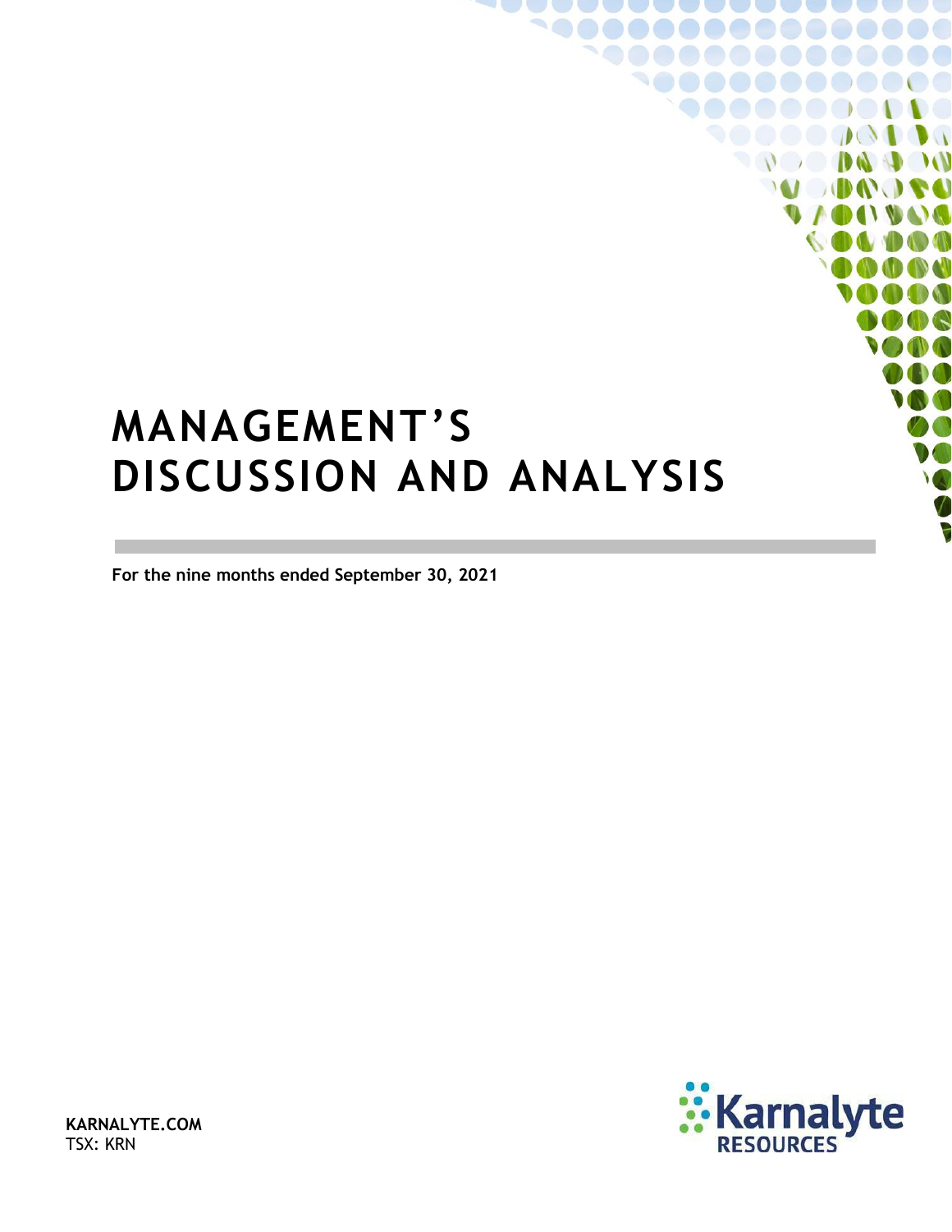# MANAGEMENT'S DISCUSSION AND ANALYSIS

**For the nine months ended September 30, 2021**

**KARNALYTE.COM**
TSX: KRN

Karnalyte RESOURCES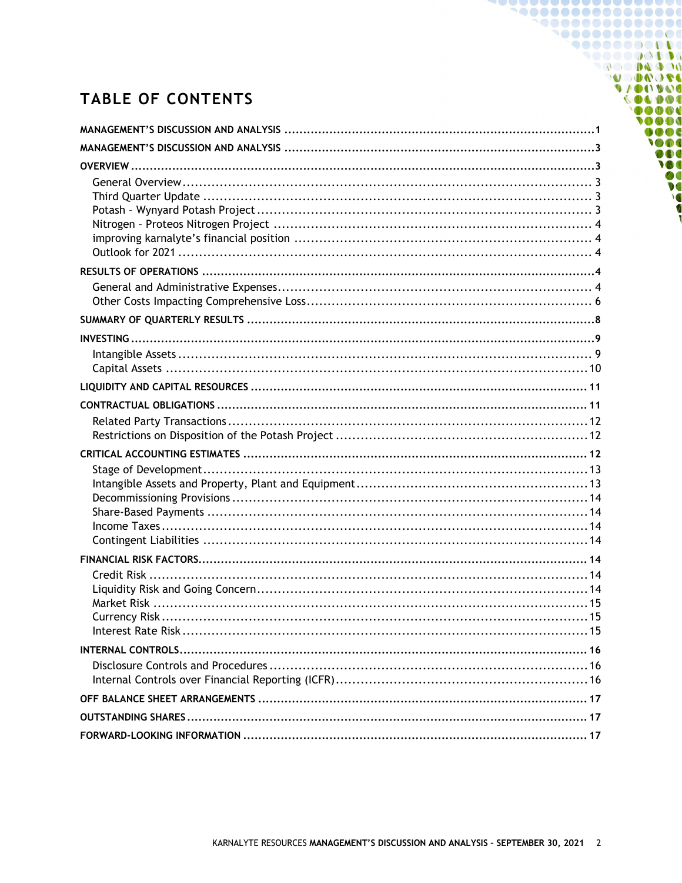# TABLE OF CONTENTS

**MANAGEMENT'S DISCUSSION AND ANALYSIS** .......... 1

**MANAGEMENT'S DISCUSSION AND ANALYSIS** .......... 3

**OVERVIEW** .......... 3

- General Overview .......... 3
- Third Quarter Update .......... 3
- Potash – Wynyard Potash Project .......... 3
- Nitrogen – Proteos Nitrogen Project .......... 4
- improving karnalyte's financial position .......... 4
- Outlook for 2021 .......... 4

**RESULTS OF OPERATIONS** .......... 4

- General and Administrative Expenses .......... 4
- Other Costs Impacting Comprehensive Loss .......... 6

**SUMMARY OF QUARTERLY RESULTS** .......... 8

**INVESTING** .......... 9

- Intangible Assets .......... 9
- Capital Assets .......... 10

**LIQUIDITY AND CAPITAL RESOURCES** .......... 11

**CONTRACTUAL OBLIGATIONS** .......... 11

- Related Party Transactions .......... 12
- Restrictions on Disposition of the Potash Project .......... 12

**CRITICAL ACCOUNTING ESTIMATES** .......... 12

- Stage of Development .......... 13
- Intangible Assets and Property, Plant and Equipment .......... 13
- Decommissioning Provisions .......... 14
- Share-Based Payments .......... 14
- Income Taxes .......... 14
- Contingent Liabilities .......... 14

**FINANCIAL RISK FACTORS** .......... 14

- Credit Risk .......... 14
- Liquidity Risk and Going Concern .......... 14
- Market Risk .......... 15
- Currency Risk .......... 15
- Interest Rate Risk .......... 15

**INTERNAL CONTROLS** .......... 16

- Disclosure Controls and Procedures .......... 16
- Internal Controls over Financial Reporting (ICFR) .......... 16

**OFF BALANCE SHEET ARRANGEMENTS** .......... 17

**OUTSTANDING SHARES** .......... 17

**FORWARD-LOOKING INFORMATION** .......... 17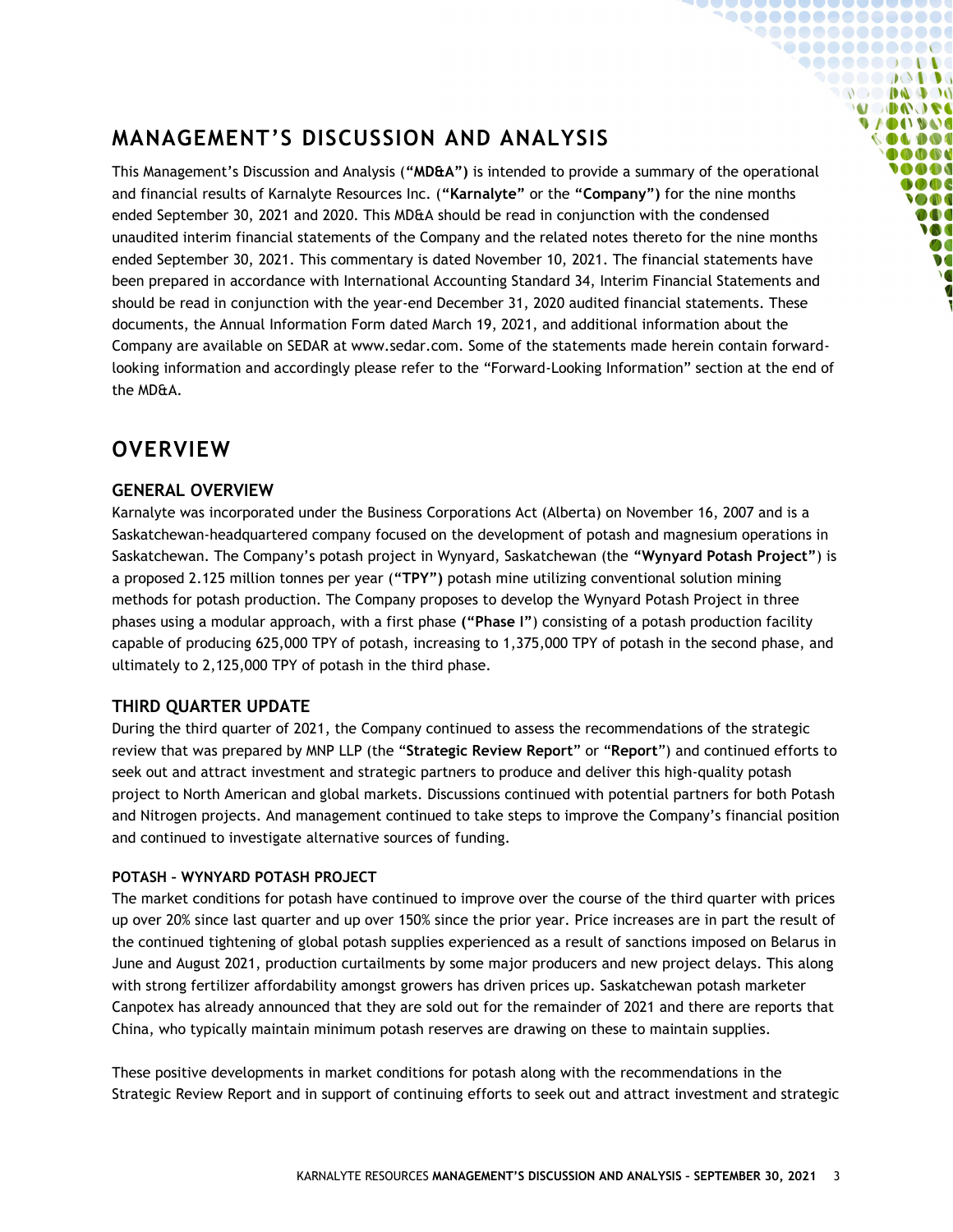# MANAGEMENT'S DISCUSSION AND ANALYSIS

This Management's Discussion and Analysis (**"MD&A")** is intended to provide a summary of the operational and financial results of Karnalyte Resources Inc. (**"Karnalyte"** or the **"Company")** for the nine months ended September 30, 2021 and 2020. This MD&A should be read in conjunction with the condensed unaudited interim financial statements of the Company and the related notes thereto for the nine months ended September 30, 2021. This commentary is dated November 10, 2021. The financial statements have been prepared in accordance with International Accounting Standard 34, Interim Financial Statements and should be read in conjunction with the year-end December 31, 2020 audited financial statements. These documents, the Annual Information Form dated March 19, 2021, and additional information about the Company are available on SEDAR at www.sedar.com. Some of the statements made herein contain forward-looking information and accordingly please refer to the "Forward-Looking Information" section at the end of the MD&A.

# OVERVIEW

## GENERAL OVERVIEW

Karnalyte was incorporated under the Business Corporations Act (Alberta) on November 16, 2007 and is a Saskatchewan-headquartered company focused on the development of potash and magnesium operations in Saskatchewan. The Company's potash project in Wynyard, Saskatchewan (the **"Wynyard Potash Project"**) is a proposed 2.125 million tonnes per year (**"TPY")** potash mine utilizing conventional solution mining methods for potash production. The Company proposes to develop the Wynyard Potash Project in three phases using a modular approach, with a first phase **("Phase I"**) consisting of a potash production facility capable of producing 625,000 TPY of potash, increasing to 1,375,000 TPY of potash in the second phase, and ultimately to 2,125,000 TPY of potash in the third phase.

## THIRD QUARTER UPDATE

During the third quarter of 2021, the Company continued to assess the recommendations of the strategic review that was prepared by MNP LLP (the "**Strategic Review Report**" or "**Report**") and continued efforts to seek out and attract investment and strategic partners to produce and deliver this high-quality potash project to North American and global markets. Discussions continued with potential partners for both Potash and Nitrogen projects. And management continued to take steps to improve the Company's financial position and continued to investigate alternative sources of funding.

### POTASH – WYNYARD POTASH PROJECT

The market conditions for potash have continued to improve over the course of the third quarter with prices up over 20% since last quarter and up over 150% since the prior year. Price increases are in part the result of the continued tightening of global potash supplies experienced as a result of sanctions imposed on Belarus in June and August 2021, production curtailments by some major producers and new project delays. This along with strong fertilizer affordability amongst growers has driven prices up. Saskatchewan potash marketer Canpotex has already announced that they are sold out for the remainder of 2021 and there are reports that China, who typically maintain minimum potash reserves are drawing on these to maintain supplies.

These positive developments in market conditions for potash along with the recommendations in the Strategic Review Report and in support of continuing efforts to seek out and attract investment and strategic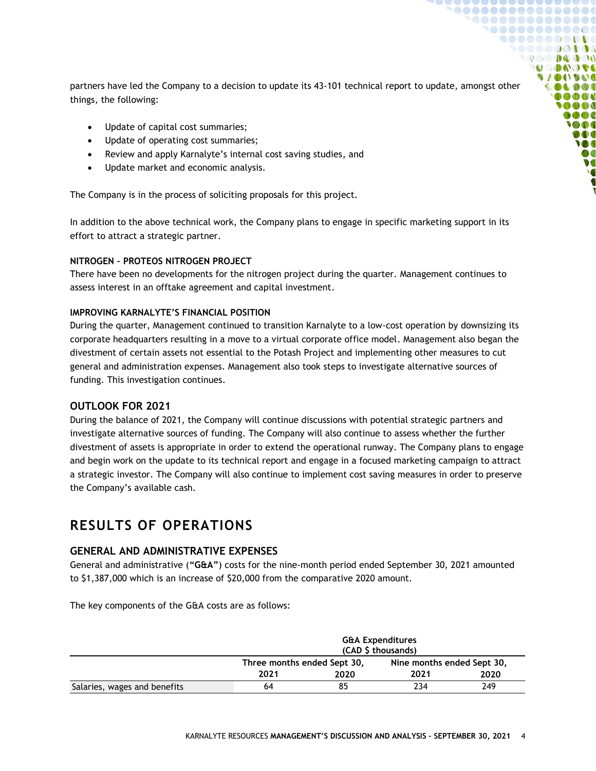partners have led the Company to a decision to update its 43-101 technical report to update, amongst other things, the following:

- Update of capital cost summaries;
- Update of operating cost summaries;
- Review and apply Karnalyte's internal cost saving studies, and
- Update market and economic analysis.

The Company is in the process of soliciting proposals for this project.

In addition to the above technical work, the Company plans to engage in specific marketing support in its effort to attract a strategic partner.

#### NITROGEN – PROTEOS NITROGEN PROJECT

There have been no developments for the nitrogen project during the quarter. Management continues to assess interest in an offtake agreement and capital investment.

#### IMPROVING KARNALYTE'S FINANCIAL POSITION

During the quarter, Management continued to transition Karnalyte to a low-cost operation by downsizing its corporate headquarters resulting in a move to a virtual corporate office model. Management also began the divestment of certain assets not essential to the Potash Project and implementing other measures to cut general and administration expenses. Management also took steps to investigate alternative sources of funding. This investigation continues.

### OUTLOOK FOR 2021

During the balance of 2021, the Company will continue discussions with potential strategic partners and investigate alternative sources of funding. The Company will also continue to assess whether the further divestment of assets is appropriate in order to extend the operational runway. The Company plans to engage and begin work on the update to its technical report and engage in a focused marketing campaign to attract a strategic investor. The Company will also continue to implement cost saving measures in order to preserve the Company's available cash.

## RESULTS OF OPERATIONS

### GENERAL AND ADMINISTRATIVE EXPENSES

General and administrative (**"G&A"**) costs for the nine-month period ended September 30, 2021 amounted to $1,387,000 which is an increase of $20,000 from the comparative 2020 amount.

The key components of the G&A costs are as follows:

| | G&A Expenditures (CAD $ thousands) | | | |
|---|---|---|---|---|
| | Three months ended Sept 30, | | Nine months ended Sept 30, | |
| | 2021 | 2020 | 2021 | 2020 |
| Salaries, wages and benefits | 64 | 85 | 234 | 249 |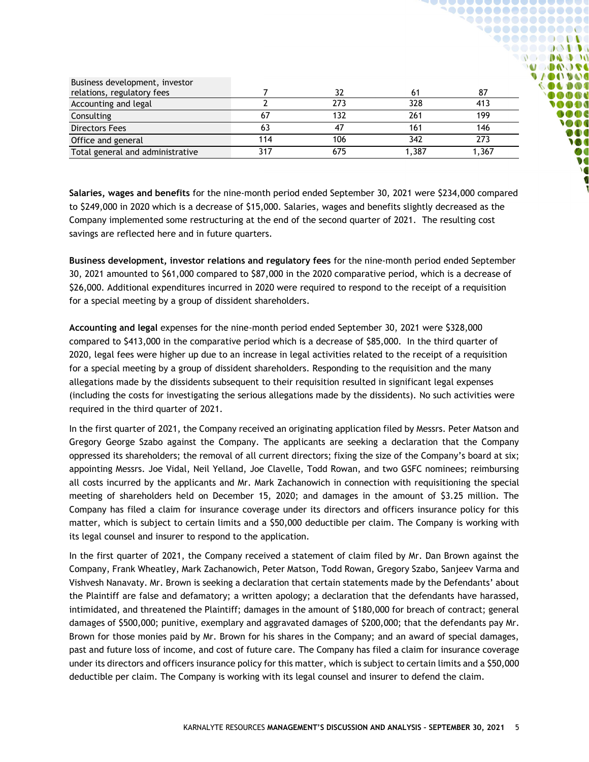| | | | | |
|---|---|---|---|---|
| Business development, investor relations, regulatory fees | 7 | 32 | 61 | 87 |
| Accounting and legal | 2 | 273 | 328 | 413 |
| Consulting | 67 | 132 | 261 | 199 |
| Directors Fees | 63 | 47 | 161 | 146 |
| Office and general | 114 | 106 | 342 | 273 |
| Total general and administrative | 317 | 675 | 1,387 | 1,367 |

**Salaries, wages and benefits** for the nine-month period ended September 30, 2021 were $234,000 compared to $249,000 in 2020 which is a decrease of $15,000. Salaries, wages and benefits slightly decreased as the Company implemented some restructuring at the end of the second quarter of 2021. The resulting cost savings are reflected here and in future quarters.

**Business development, investor relations and regulatory fees** for the nine-month period ended September 30, 2021 amounted to $61,000 compared to $87,000 in the 2020 comparative period, which is a decrease of $26,000. Additional expenditures incurred in 2020 were required to respond to the receipt of a requisition for a special meeting by a group of dissident shareholders.

**Accounting and legal** expenses for the nine-month period ended September 30, 2021 were $328,000 compared to $413,000 in the comparative period which is a decrease of $85,000. In the third quarter of 2020, legal fees were higher up due to an increase in legal activities related to the receipt of a requisition for a special meeting by a group of dissident shareholders. Responding to the requisition and the many allegations made by the dissidents subsequent to their requisition resulted in significant legal expenses (including the costs for investigating the serious allegations made by the dissidents). No such activities were required in the third quarter of 2021.

In the first quarter of 2021, the Company received an originating application filed by Messrs. Peter Matson and Gregory George Szabo against the Company. The applicants are seeking a declaration that the Company oppressed its shareholders; the removal of all current directors; fixing the size of the Company's board at six; appointing Messrs. Joe Vidal, Neil Yelland, Joe Clavelle, Todd Rowan, and two GSFC nominees; reimbursing all costs incurred by the applicants and Mr. Mark Zachanowich in connection with requisitioning the special meeting of shareholders held on December 15, 2020; and damages in the amount of $3.25 million. The Company has filed a claim for insurance coverage under its directors and officers insurance policy for this matter, which is subject to certain limits and a $50,000 deductible per claim. The Company is working with its legal counsel and insurer to respond to the application.

In the first quarter of 2021, the Company received a statement of claim filed by Mr. Dan Brown against the Company, Frank Wheatley, Mark Zachanowich, Peter Matson, Todd Rowan, Gregory Szabo, Sanjeev Varma and Vishvesh Nanavaty. Mr. Brown is seeking a declaration that certain statements made by the Defendants' about the Plaintiff are false and defamatory; a written apology; a declaration that the defendants have harassed, intimidated, and threatened the Plaintiff; damages in the amount of $180,000 for breach of contract; general damages of $500,000; punitive, exemplary and aggravated damages of $200,000; that the defendants pay Mr. Brown for those monies paid by Mr. Brown for his shares in the Company; and an award of special damages, past and future loss of income, and cost of future care. The Company has filed a claim for insurance coverage under its directors and officers insurance policy for this matter, which is subject to certain limits and a $50,000 deductible per claim. The Company is working with its legal counsel and insurer to defend the claim.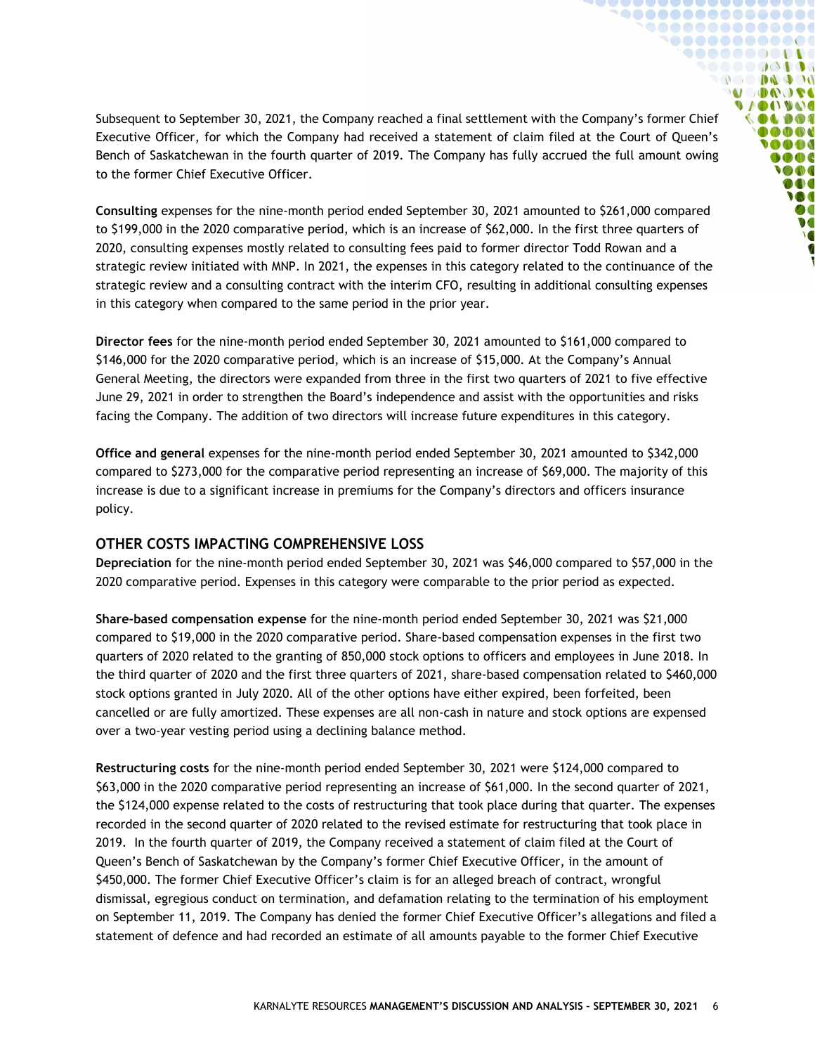Subsequent to September 30, 2021, the Company reached a final settlement with the Company's former Chief Executive Officer, for which the Company had received a statement of claim filed at the Court of Queen's Bench of Saskatchewan in the fourth quarter of 2019. The Company has fully accrued the full amount owing to the former Chief Executive Officer.

**Consulting** expenses for the nine-month period ended September 30, 2021 amounted to $261,000 compared to $199,000 in the 2020 comparative period, which is an increase of $62,000. In the first three quarters of 2020, consulting expenses mostly related to consulting fees paid to former director Todd Rowan and a strategic review initiated with MNP. In 2021, the expenses in this category related to the continuance of the strategic review and a consulting contract with the interim CFO, resulting in additional consulting expenses in this category when compared to the same period in the prior year.

**Director fees** for the nine-month period ended September 30, 2021 amounted to $161,000 compared to $146,000 for the 2020 comparative period, which is an increase of $15,000. At the Company's Annual General Meeting, the directors were expanded from three in the first two quarters of 2021 to five effective June 29, 2021 in order to strengthen the Board's independence and assist with the opportunities and risks facing the Company. The addition of two directors will increase future expenditures in this category.

**Office and general** expenses for the nine-month period ended September 30, 2021 amounted to $342,000 compared to $273,000 for the comparative period representing an increase of $69,000. The majority of this increase is due to a significant increase in premiums for the Company's directors and officers insurance policy.

## OTHER COSTS IMPACTING COMPREHENSIVE LOSS

**Depreciation** for the nine-month period ended September 30, 2021 was $46,000 compared to $57,000 in the 2020 comparative period. Expenses in this category were comparable to the prior period as expected.

**Share-based compensation expense** for the nine-month period ended September 30, 2021 was $21,000 compared to $19,000 in the 2020 comparative period. Share-based compensation expenses in the first two quarters of 2020 related to the granting of 850,000 stock options to officers and employees in June 2018. In the third quarter of 2020 and the first three quarters of 2021, share-based compensation related to $460,000 stock options granted in July 2020. All of the other options have either expired, been forfeited, been cancelled or are fully amortized. These expenses are all non-cash in nature and stock options are expensed over a two-year vesting period using a declining balance method.

**Restructuring costs** for the nine-month period ended September 30, 2021 were $124,000 compared to $63,000 in the 2020 comparative period representing an increase of $61,000. In the second quarter of 2021, the $124,000 expense related to the costs of restructuring that took place during that quarter. The expenses recorded in the second quarter of 2020 related to the revised estimate for restructuring that took place in 2019. In the fourth quarter of 2019, the Company received a statement of claim filed at the Court of Queen's Bench of Saskatchewan by the Company's former Chief Executive Officer, in the amount of $450,000. The former Chief Executive Officer's claim is for an alleged breach of contract, wrongful dismissal, egregious conduct on termination, and defamation relating to the termination of his employment on September 11, 2019. The Company has denied the former Chief Executive Officer's allegations and filed a statement of defence and had recorded an estimate of all amounts payable to the former Chief Executive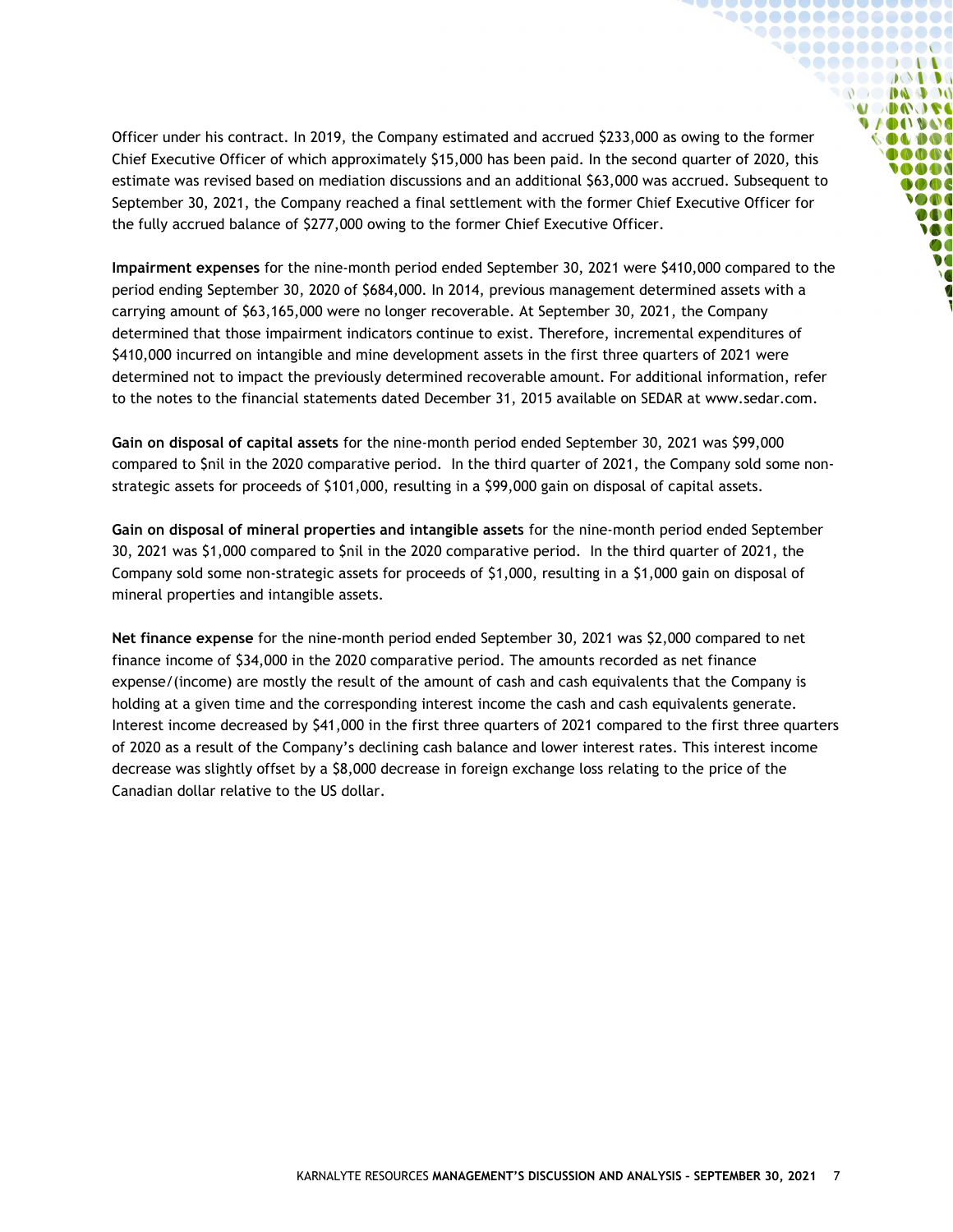Officer under his contract. In 2019, the Company estimated and accrued $233,000 as owing to the former Chief Executive Officer of which approximately $15,000 has been paid. In the second quarter of 2020, this estimate was revised based on mediation discussions and an additional $63,000 was accrued. Subsequent to September 30, 2021, the Company reached a final settlement with the former Chief Executive Officer for the fully accrued balance of $277,000 owing to the former Chief Executive Officer.

**Impairment expenses** for the nine-month period ended September 30, 2021 were $410,000 compared to the period ending September 30, 2020 of $684,000. In 2014, previous management determined assets with a carrying amount of $63,165,000 were no longer recoverable. At September 30, 2021, the Company determined that those impairment indicators continue to exist. Therefore, incremental expenditures of $410,000 incurred on intangible and mine development assets in the first three quarters of 2021 were determined not to impact the previously determined recoverable amount. For additional information, refer to the notes to the financial statements dated December 31, 2015 available on SEDAR at www.sedar.com.

**Gain on disposal of capital assets** for the nine-month period ended September 30, 2021 was $99,000 compared to $nil in the 2020 comparative period. In the third quarter of 2021, the Company sold some non-strategic assets for proceeds of $101,000, resulting in a $99,000 gain on disposal of capital assets.

**Gain on disposal of mineral properties and intangible assets** for the nine-month period ended September 30, 2021 was $1,000 compared to $nil in the 2020 comparative period. In the third quarter of 2021, the Company sold some non-strategic assets for proceeds of $1,000, resulting in a $1,000 gain on disposal of mineral properties and intangible assets.

**Net finance expense** for the nine-month period ended September 30, 2021 was $2,000 compared to net finance income of $34,000 in the 2020 comparative period. The amounts recorded as net finance expense/(income) are mostly the result of the amount of cash and cash equivalents that the Company is holding at a given time and the corresponding interest income the cash and cash equivalents generate. Interest income decreased by $41,000 in the first three quarters of 2021 compared to the first three quarters of 2020 as a result of the Company's declining cash balance and lower interest rates. This interest income decrease was slightly offset by a $8,000 decrease in foreign exchange loss relating to the price of the Canadian dollar relative to the US dollar.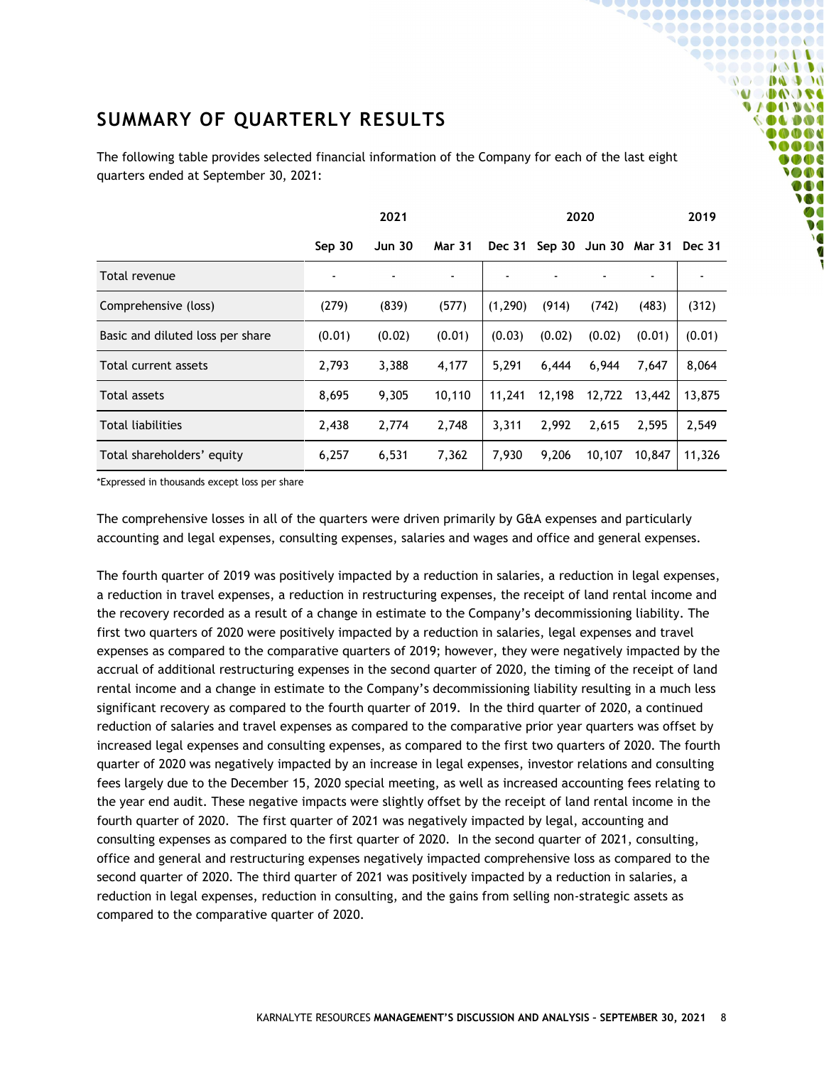## SUMMARY OF QUARTERLY RESULTS

The following table provides selected financial information of the Company for each of the last eight quarters ended at September 30, 2021:

| | 2021 | | | 2020 | | | | 2019 |
|---|---|---|---|---|---|---|---|---|
| | Sep 30 | Jun 30 | Mar 31 | Dec 31 | Sep 30 | Jun 30 | Mar 31 | Dec 31 |
| Total revenue | - | - | - | - | - | - | - | - |
| Comprehensive (loss) | (279) | (839) | (577) | (1,290) | (914) | (742) | (483) | (312) |
| Basic and diluted loss per share | (0.01) | (0.02) | (0.01) | (0.03) | (0.02) | (0.02) | (0.01) | (0.01) |
| Total current assets | 2,793 | 3,388 | 4,177 | 5,291 | 6,444 | 6,944 | 7,647 | 8,064 |
| Total assets | 8,695 | 9,305 | 10,110 | 11,241 | 12,198 | 12,722 | 13,442 | 13,875 |
| Total liabilities | 2,438 | 2,774 | 2,748 | 3,311 | 2,992 | 2,615 | 2,595 | 2,549 |
| Total shareholders' equity | 6,257 | 6,531 | 7,362 | 7,930 | 9,206 | 10,107 | 10,847 | 11,326 |

*Expressed in thousands except loss per share

The comprehensive losses in all of the quarters were driven primarily by G&A expenses and particularly accounting and legal expenses, consulting expenses, salaries and wages and office and general expenses.

The fourth quarter of 2019 was positively impacted by a reduction in salaries, a reduction in legal expenses, a reduction in travel expenses, a reduction in restructuring expenses, the receipt of land rental income and the recovery recorded as a result of a change in estimate to the Company's decommissioning liability. The first two quarters of 2020 were positively impacted by a reduction in salaries, legal expenses and travel expenses as compared to the comparative quarters of 2019; however, they were negatively impacted by the accrual of additional restructuring expenses in the second quarter of 2020, the timing of the receipt of land rental income and a change in estimate to the Company's decommissioning liability resulting in a much less significant recovery as compared to the fourth quarter of 2019. In the third quarter of 2020, a continued reduction of salaries and travel expenses as compared to the comparative prior year quarters was offset by increased legal expenses and consulting expenses, as compared to the first two quarters of 2020. The fourth quarter of 2020 was negatively impacted by an increase in legal expenses, investor relations and consulting fees largely due to the December 15, 2020 special meeting, as well as increased accounting fees relating to the year end audit. These negative impacts were slightly offset by the receipt of land rental income in the fourth quarter of 2020. The first quarter of 2021 was negatively impacted by legal, accounting and consulting expenses as compared to the first quarter of 2020. In the second quarter of 2021, consulting, office and general and restructuring expenses negatively impacted comprehensive loss as compared to the second quarter of 2020. The third quarter of 2021 was positively impacted by a reduction in salaries, a reduction in legal expenses, reduction in consulting, and the gains from selling non-strategic assets as compared to the comparative quarter of 2020.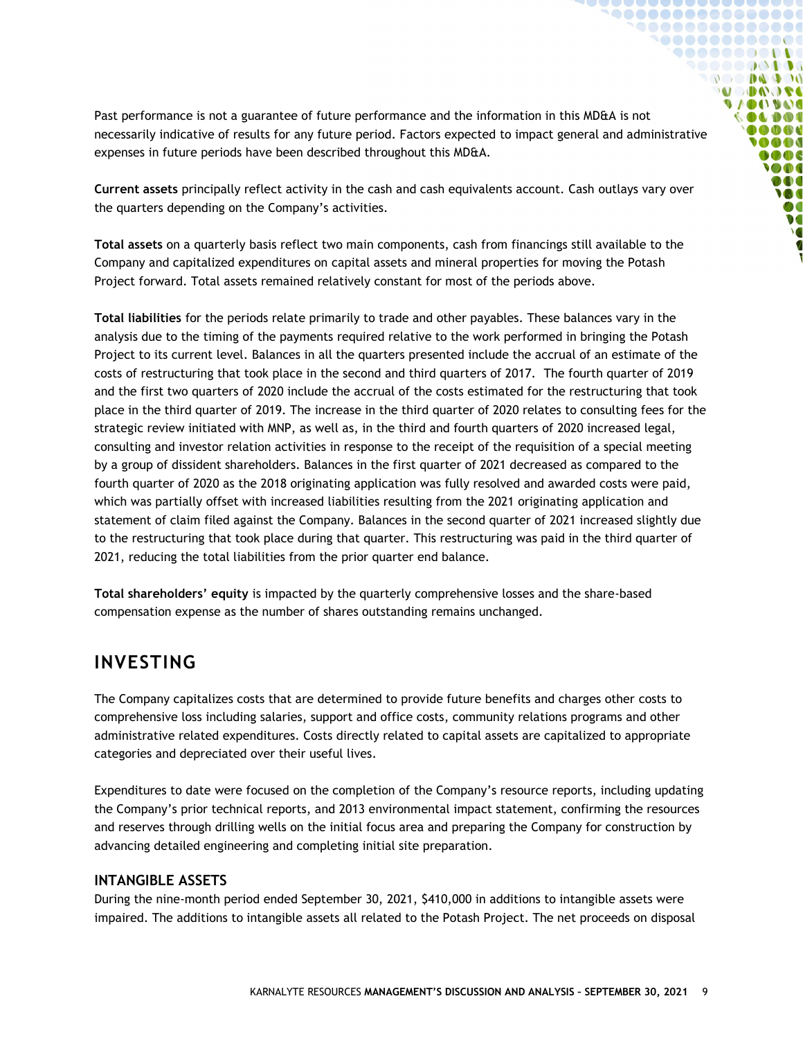Past performance is not a guarantee of future performance and the information in this MD&A is not necessarily indicative of results for any future period. Factors expected to impact general and administrative expenses in future periods have been described throughout this MD&A.

**Current assets** principally reflect activity in the cash and cash equivalents account. Cash outlays vary over the quarters depending on the Company's activities.

**Total assets** on a quarterly basis reflect two main components, cash from financings still available to the Company and capitalized expenditures on capital assets and mineral properties for moving the Potash Project forward. Total assets remained relatively constant for most of the periods above.

**Total liabilities** for the periods relate primarily to trade and other payables. These balances vary in the analysis due to the timing of the payments required relative to the work performed in bringing the Potash Project to its current level. Balances in all the quarters presented include the accrual of an estimate of the costs of restructuring that took place in the second and third quarters of 2017. The fourth quarter of 2019 and the first two quarters of 2020 include the accrual of the costs estimated for the restructuring that took place in the third quarter of 2019. The increase in the third quarter of 2020 relates to consulting fees for the strategic review initiated with MNP, as well as, in the third and fourth quarters of 2020 increased legal, consulting and investor relation activities in response to the receipt of the requisition of a special meeting by a group of dissident shareholders. Balances in the first quarter of 2021 decreased as compared to the fourth quarter of 2020 as the 2018 originating application was fully resolved and awarded costs were paid, which was partially offset with increased liabilities resulting from the 2021 originating application and statement of claim filed against the Company. Balances in the second quarter of 2021 increased slightly due to the restructuring that took place during that quarter. This restructuring was paid in the third quarter of 2021, reducing the total liabilities from the prior quarter end balance.

**Total shareholders' equity** is impacted by the quarterly comprehensive losses and the share-based compensation expense as the number of shares outstanding remains unchanged.

## INVESTING

The Company capitalizes costs that are determined to provide future benefits and charges other costs to comprehensive loss including salaries, support and office costs, community relations programs and other administrative related expenditures. Costs directly related to capital assets are capitalized to appropriate categories and depreciated over their useful lives.

Expenditures to date were focused on the completion of the Company's resource reports, including updating the Company's prior technical reports, and 2013 environmental impact statement, confirming the resources and reserves through drilling wells on the initial focus area and preparing the Company for construction by advancing detailed engineering and completing initial site preparation.

### INTANGIBLE ASSETS

During the nine-month period ended September 30, 2021, $410,000 in additions to intangible assets were impaired. The additions to intangible assets all related to the Potash Project. The net proceeds on disposal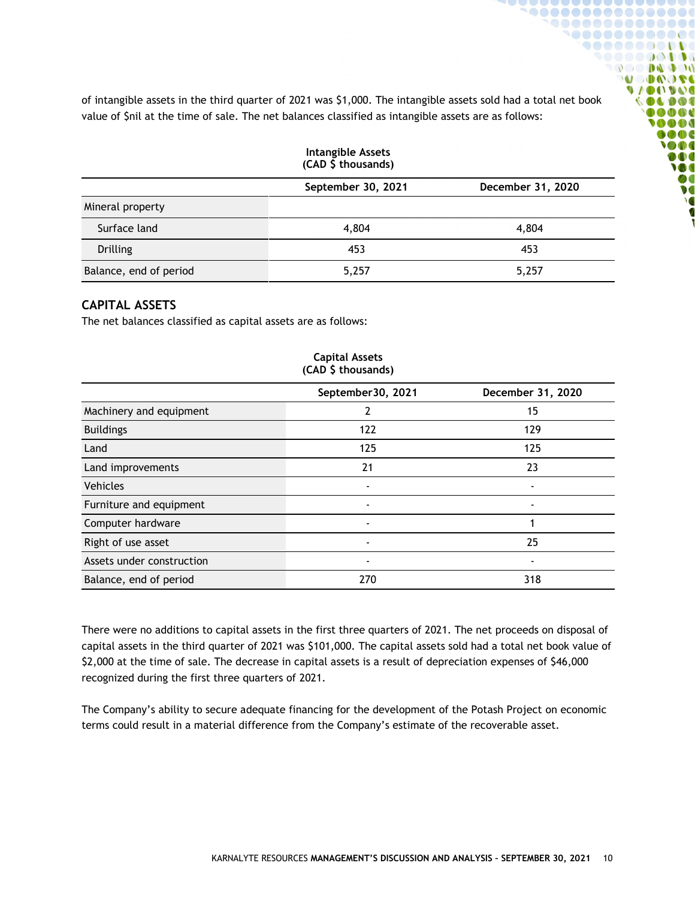of intangible assets in the third quarter of 2021 was $1,000. The intangible assets sold had a total net book value of $nil at the time of sale. The net balances classified as intangible assets are as follows:

**Intangible Assets (CAD $ thousands)**

| | September 30, 2021 | December 31, 2020 |
|---|---|---|
| Mineral property | | |
| Surface land | 4,804 | 4,804 |
| Drilling | 453 | 453 |
| Balance, end of period | 5,257 | 5,257 |

## CAPITAL ASSETS

The net balances classified as capital assets are as follows:

**Capital Assets (CAD $ thousands)**

| | September30, 2021 | December 31, 2020 |
|---|---|---|
| Machinery and equipment | 2 | 15 |
| Buildings | 122 | 129 |
| Land | 125 | 125 |
| Land improvements | 21 | 23 |
| Vehicles | - | - |
| Furniture and equipment | - | - |
| Computer hardware | - | 1 |
| Right of use asset | - | 25 |
| Assets under construction | - | - |
| Balance, end of period | 270 | 318 |

There were no additions to capital assets in the first three quarters of 2021. The net proceeds on disposal of capital assets in the third quarter of 2021 was $101,000. The capital assets sold had a total net book value of $2,000 at the time of sale. The decrease in capital assets is a result of depreciation expenses of $46,000 recognized during the first three quarters of 2021.

The Company's ability to secure adequate financing for the development of the Potash Project on economic terms could result in a material difference from the Company's estimate of the recoverable asset.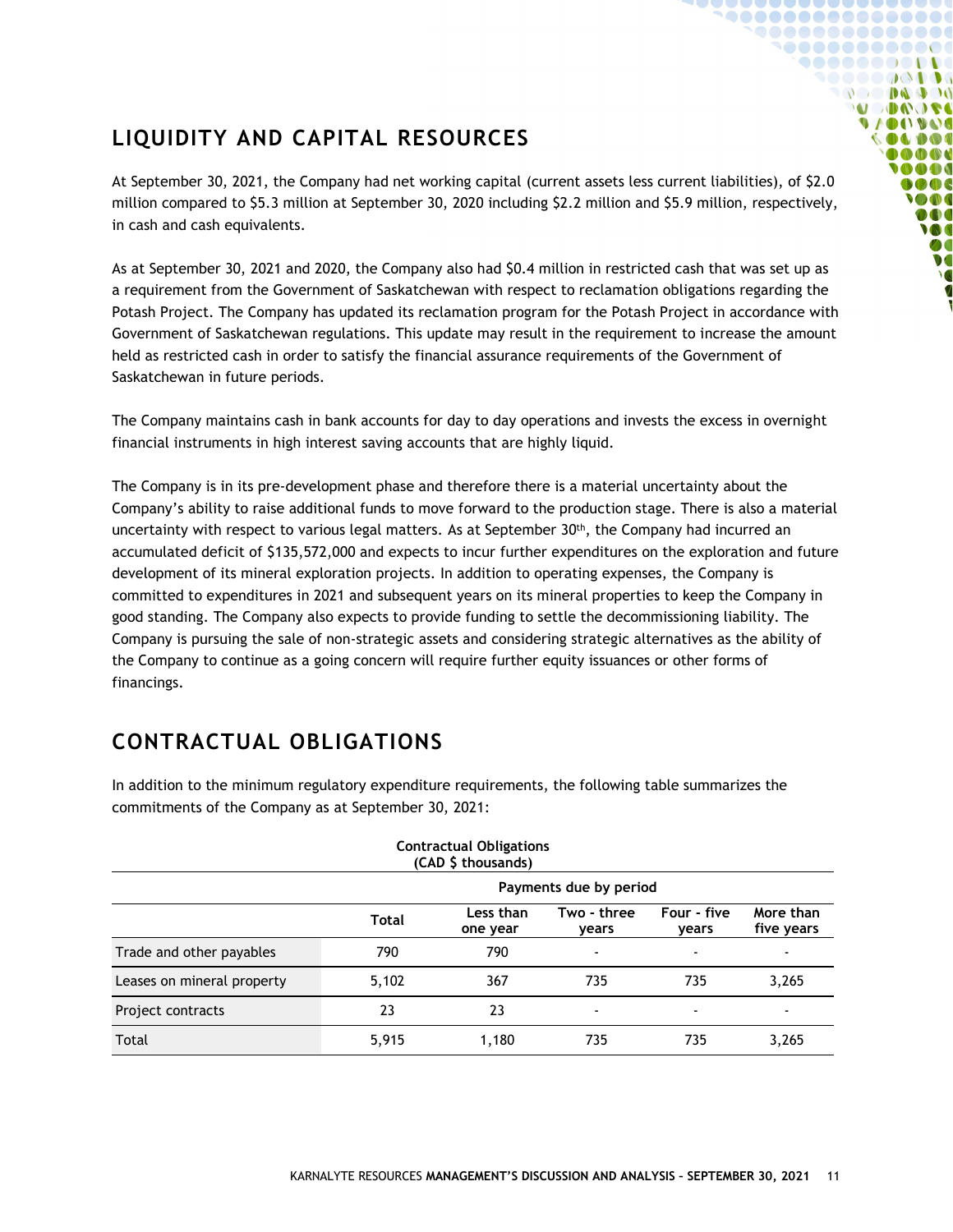## LIQUIDITY AND CAPITAL RESOURCES

At September 30, 2021, the Company had net working capital (current assets less current liabilities), of $2.0 million compared to $5.3 million at September 30, 2020 including $2.2 million and $5.9 million, respectively, in cash and cash equivalents.

As at September 30, 2021 and 2020, the Company also had $0.4 million in restricted cash that was set up as a requirement from the Government of Saskatchewan with respect to reclamation obligations regarding the Potash Project. The Company has updated its reclamation program for the Potash Project in accordance with Government of Saskatchewan regulations. This update may result in the requirement to increase the amount held as restricted cash in order to satisfy the financial assurance requirements of the Government of Saskatchewan in future periods.

The Company maintains cash in bank accounts for day to day operations and invests the excess in overnight financial instruments in high interest saving accounts that are highly liquid.

The Company is in its pre-development phase and therefore there is a material uncertainty about the Company's ability to raise additional funds to move forward to the production stage. There is also a material uncertainty with respect to various legal matters. As at September 30th, the Company had incurred an accumulated deficit of $135,572,000 and expects to incur further expenditures on the exploration and future development of its mineral exploration projects. In addition to operating expenses, the Company is committed to expenditures in 2021 and subsequent years on its mineral properties to keep the Company in good standing. The Company also expects to provide funding to settle the decommissioning liability. The Company is pursuing the sale of non-strategic assets and considering strategic alternatives as the ability of the Company to continue as a going concern will require further equity issuances or other forms of financings.

## CONTRACTUAL OBLIGATIONS

In addition to the minimum regulatory expenditure requirements, the following table summarizes the commitments of the Company as at September 30, 2021:

**Contractual Obligations (CAD $ thousands)**

| | Payments due by period | | | | |
|---|---|---|---|---|---|
| | Total | Less than one year | Two - three years | Four - five years | More than five years |
| Trade and other payables | 790 | 790 | - | - | - |
| Leases on mineral property | 5,102 | 367 | 735 | 735 | 3,265 |
| Project contracts | 23 | 23 | - | - | - |
| Total | 5,915 | 1,180 | 735 | 735 | 3,265 |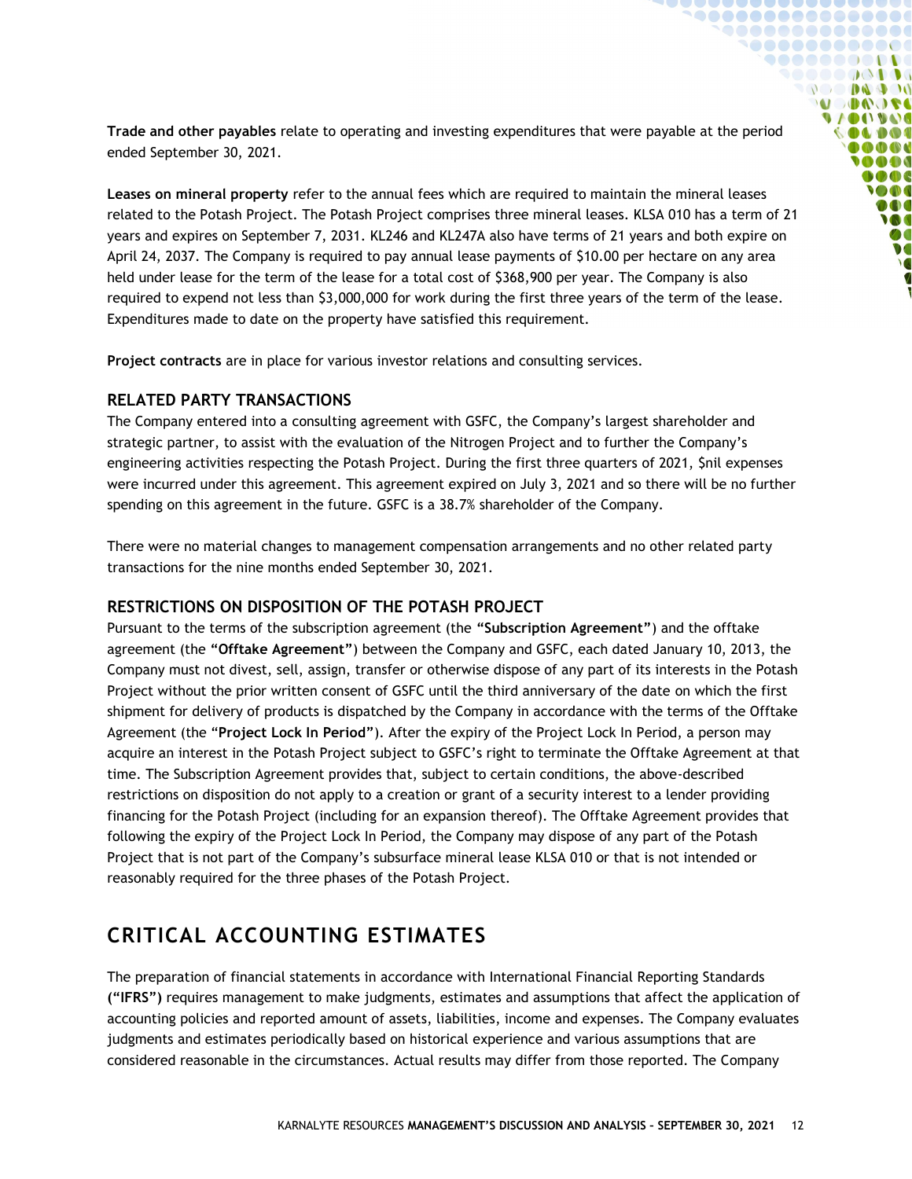**Trade and other payables** relate to operating and investing expenditures that were payable at the period ended September 30, 2021.

**Leases on mineral property** refer to the annual fees which are required to maintain the mineral leases related to the Potash Project. The Potash Project comprises three mineral leases. KLSA 010 has a term of 21 years and expires on September 7, 2031. KL246 and KL247A also have terms of 21 years and both expire on April 24, 2037. The Company is required to pay annual lease payments of $10.00 per hectare on any area held under lease for the term of the lease for a total cost of $368,900 per year. The Company is also required to expend not less than $3,000,000 for work during the first three years of the term of the lease. Expenditures made to date on the property have satisfied this requirement.

**Project contracts** are in place for various investor relations and consulting services.

## RELATED PARTY TRANSACTIONS

The Company entered into a consulting agreement with GSFC, the Company's largest shareholder and strategic partner, to assist with the evaluation of the Nitrogen Project and to further the Company's engineering activities respecting the Potash Project. During the first three quarters of 2021, $nil expenses were incurred under this agreement. This agreement expired on July 3, 2021 and so there will be no further spending on this agreement in the future. GSFC is a 38.7% shareholder of the Company.

There were no material changes to management compensation arrangements and no other related party transactions for the nine months ended September 30, 2021.

## RESTRICTIONS ON DISPOSITION OF THE POTASH PROJECT

Pursuant to the terms of the subscription agreement (the **"Subscription Agreement"**) and the offtake agreement (the **"Offtake Agreement"**) between the Company and GSFC, each dated January 10, 2013, the Company must not divest, sell, assign, transfer or otherwise dispose of any part of its interests in the Potash Project without the prior written consent of GSFC until the third anniversary of the date on which the first shipment for delivery of products is dispatched by the Company in accordance with the terms of the Offtake Agreement (the "**Project Lock In Period"**). After the expiry of the Project Lock In Period, a person may acquire an interest in the Potash Project subject to GSFC's right to terminate the Offtake Agreement at that time. The Subscription Agreement provides that, subject to certain conditions, the above-described restrictions on disposition do not apply to a creation or grant of a security interest to a lender providing financing for the Potash Project (including for an expansion thereof). The Offtake Agreement provides that following the expiry of the Project Lock In Period, the Company may dispose of any part of the Potash Project that is not part of the Company's subsurface mineral lease KLSA 010 or that is not intended or reasonably required for the three phases of the Potash Project.

# CRITICAL ACCOUNTING ESTIMATES

The preparation of financial statements in accordance with International Financial Reporting Standards **("IFRS")** requires management to make judgments, estimates and assumptions that affect the application of accounting policies and reported amount of assets, liabilities, income and expenses. The Company evaluates judgments and estimates periodically based on historical experience and various assumptions that are considered reasonable in the circumstances. Actual results may differ from those reported. The Company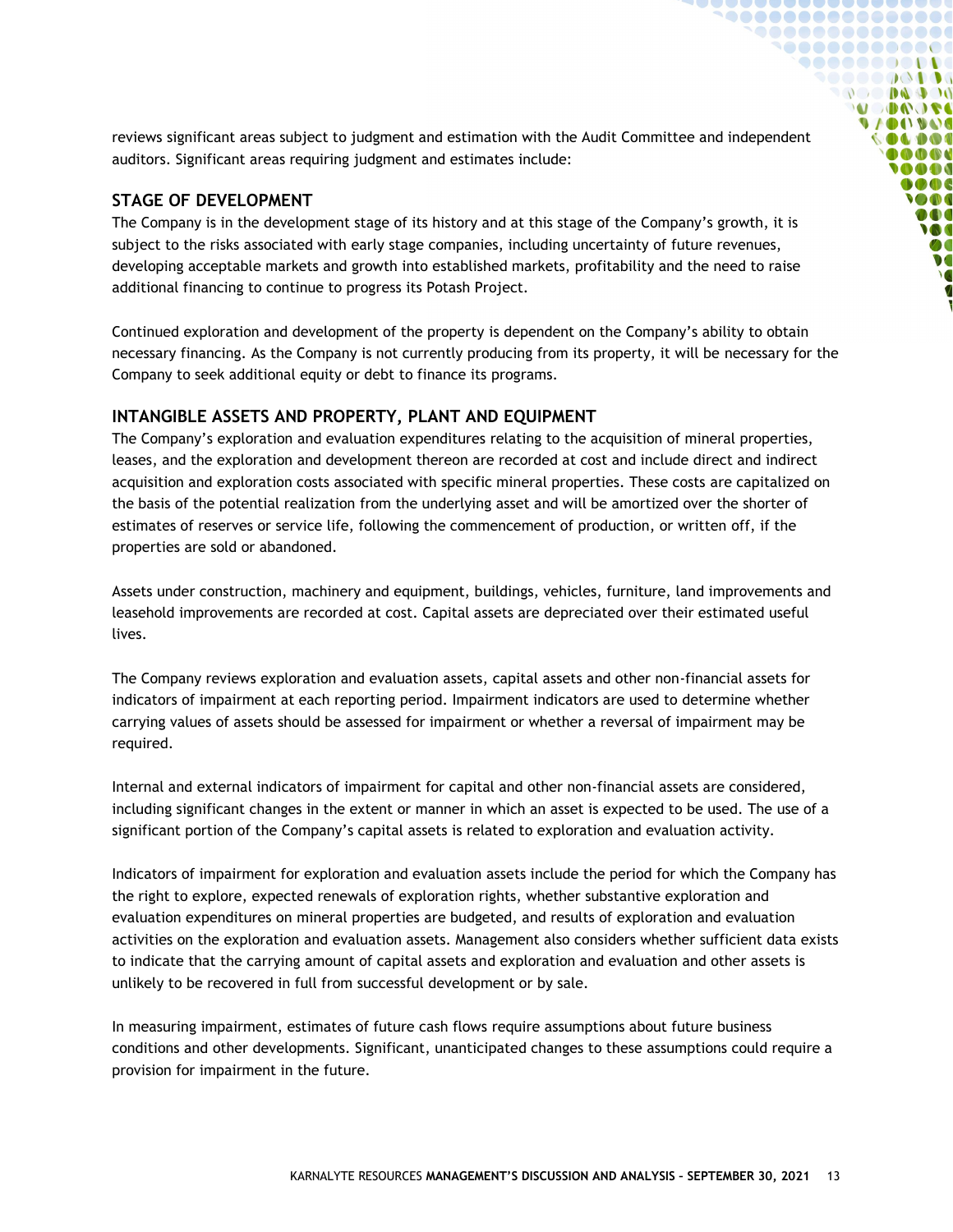reviews significant areas subject to judgment and estimation with the Audit Committee and independent auditors. Significant areas requiring judgment and estimates include:

## STAGE OF DEVELOPMENT

The Company is in the development stage of its history and at this stage of the Company's growth, it is subject to the risks associated with early stage companies, including uncertainty of future revenues, developing acceptable markets and growth into established markets, profitability and the need to raise additional financing to continue to progress its Potash Project.

Continued exploration and development of the property is dependent on the Company's ability to obtain necessary financing. As the Company is not currently producing from its property, it will be necessary for the Company to seek additional equity or debt to finance its programs.

## INTANGIBLE ASSETS AND PROPERTY, PLANT AND EQUIPMENT

The Company's exploration and evaluation expenditures relating to the acquisition of mineral properties, leases, and the exploration and development thereon are recorded at cost and include direct and indirect acquisition and exploration costs associated with specific mineral properties. These costs are capitalized on the basis of the potential realization from the underlying asset and will be amortized over the shorter of estimates of reserves or service life, following the commencement of production, or written off, if the properties are sold or abandoned.

Assets under construction, machinery and equipment, buildings, vehicles, furniture, land improvements and leasehold improvements are recorded at cost. Capital assets are depreciated over their estimated useful lives.

The Company reviews exploration and evaluation assets, capital assets and other non-financial assets for indicators of impairment at each reporting period. Impairment indicators are used to determine whether carrying values of assets should be assessed for impairment or whether a reversal of impairment may be required.

Internal and external indicators of impairment for capital and other non-financial assets are considered, including significant changes in the extent or manner in which an asset is expected to be used. The use of a significant portion of the Company's capital assets is related to exploration and evaluation activity.

Indicators of impairment for exploration and evaluation assets include the period for which the Company has the right to explore, expected renewals of exploration rights, whether substantive exploration and evaluation expenditures on mineral properties are budgeted, and results of exploration and evaluation activities on the exploration and evaluation assets. Management also considers whether sufficient data exists to indicate that the carrying amount of capital assets and exploration and evaluation and other assets is unlikely to be recovered in full from successful development or by sale.

In measuring impairment, estimates of future cash flows require assumptions about future business conditions and other developments. Significant, unanticipated changes to these assumptions could require a provision for impairment in the future.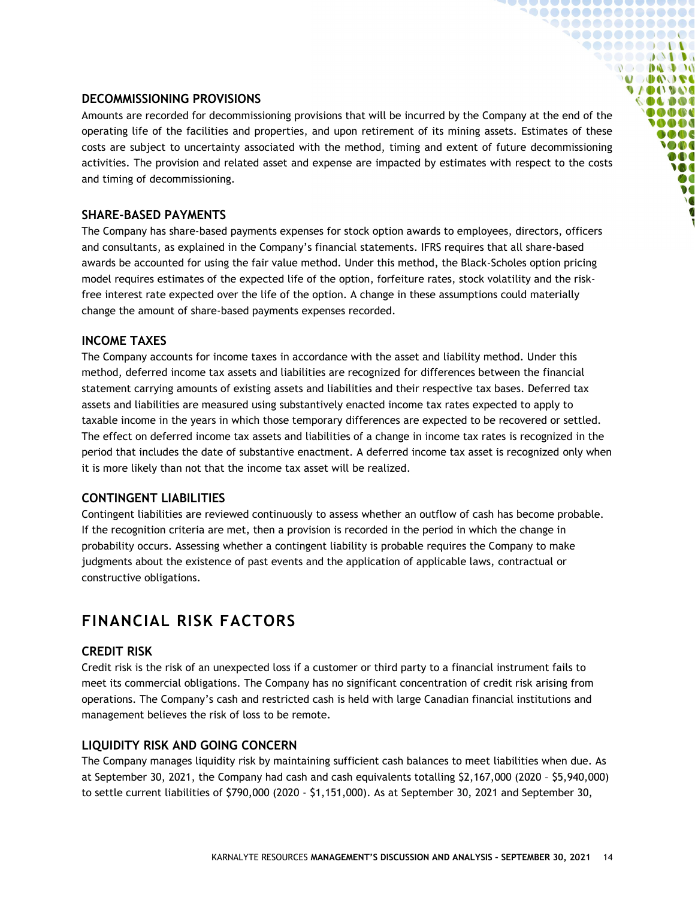### DECOMMISSIONING PROVISIONS

Amounts are recorded for decommissioning provisions that will be incurred by the Company at the end of the operating life of the facilities and properties, and upon retirement of its mining assets. Estimates of these costs are subject to uncertainty associated with the method, timing and extent of future decommissioning activities. The provision and related asset and expense are impacted by estimates with respect to the costs and timing of decommissioning.

### SHARE-BASED PAYMENTS

The Company has share-based payments expenses for stock option awards to employees, directors, officers and consultants, as explained in the Company's financial statements. IFRS requires that all share-based awards be accounted for using the fair value method. Under this method, the Black-Scholes option pricing model requires estimates of the expected life of the option, forfeiture rates, stock volatility and the risk-free interest rate expected over the life of the option. A change in these assumptions could materially change the amount of share-based payments expenses recorded.

### INCOME TAXES

The Company accounts for income taxes in accordance with the asset and liability method. Under this method, deferred income tax assets and liabilities are recognized for differences between the financial statement carrying amounts of existing assets and liabilities and their respective tax bases. Deferred tax assets and liabilities are measured using substantively enacted income tax rates expected to apply to taxable income in the years in which those temporary differences are expected to be recovered or settled. The effect on deferred income tax assets and liabilities of a change in income tax rates is recognized in the period that includes the date of substantive enactment. A deferred income tax asset is recognized only when it is more likely than not that the income tax asset will be realized.

### CONTINGENT LIABILITIES

Contingent liabilities are reviewed continuously to assess whether an outflow of cash has become probable. If the recognition criteria are met, then a provision is recorded in the period in which the change in probability occurs. Assessing whether a contingent liability is probable requires the Company to make judgments about the existence of past events and the application of applicable laws, contractual or constructive obligations.

## FINANCIAL RISK FACTORS

### CREDIT RISK

Credit risk is the risk of an unexpected loss if a customer or third party to a financial instrument fails to meet its commercial obligations. The Company has no significant concentration of credit risk arising from operations. The Company's cash and restricted cash is held with large Canadian financial institutions and management believes the risk of loss to be remote.

### LIQUIDITY RISK AND GOING CONCERN

The Company manages liquidity risk by maintaining sufficient cash balances to meet liabilities when due. As at September 30, 2021, the Company had cash and cash equivalents totalling $2,167,000 (2020 – $5,940,000) to settle current liabilities of $790,000 (2020 - $1,151,000). As at September 30, 2021 and September 30,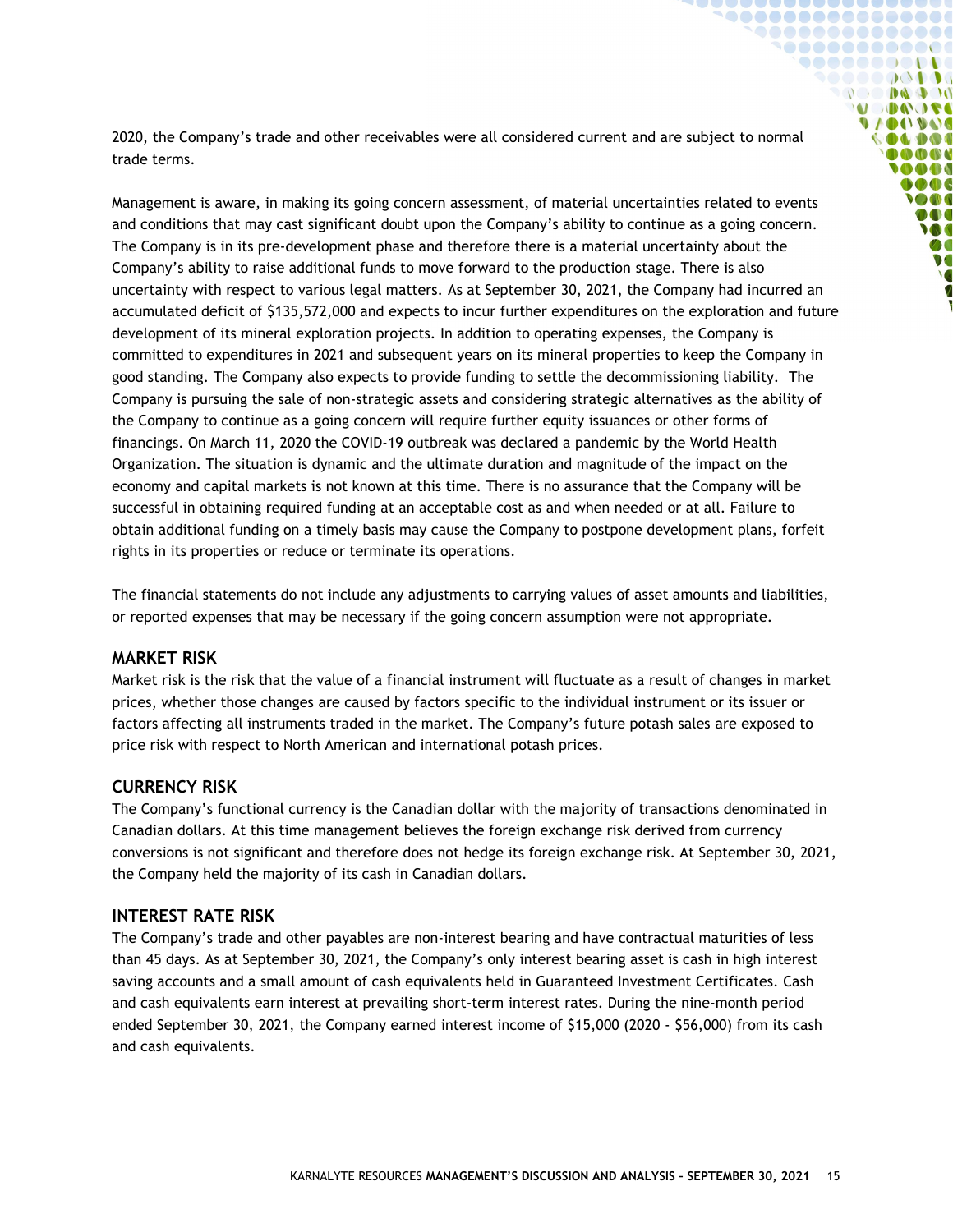2020, the Company's trade and other receivables were all considered current and are subject to normal trade terms.

Management is aware, in making its going concern assessment, of material uncertainties related to events and conditions that may cast significant doubt upon the Company's ability to continue as a going concern. The Company is in its pre-development phase and therefore there is a material uncertainty about the Company's ability to raise additional funds to move forward to the production stage. There is also uncertainty with respect to various legal matters. As at September 30, 2021, the Company had incurred an accumulated deficit of $135,572,000 and expects to incur further expenditures on the exploration and future development of its mineral exploration projects. In addition to operating expenses, the Company is committed to expenditures in 2021 and subsequent years on its mineral properties to keep the Company in good standing. The Company also expects to provide funding to settle the decommissioning liability. The Company is pursuing the sale of non-strategic assets and considering strategic alternatives as the ability of the Company to continue as a going concern will require further equity issuances or other forms of financings. On March 11, 2020 the COVID-19 outbreak was declared a pandemic by the World Health Organization. The situation is dynamic and the ultimate duration and magnitude of the impact on the economy and capital markets is not known at this time. There is no assurance that the Company will be successful in obtaining required funding at an acceptable cost as and when needed or at all. Failure to obtain additional funding on a timely basis may cause the Company to postpone development plans, forfeit rights in its properties or reduce or terminate its operations.

The financial statements do not include any adjustments to carrying values of asset amounts and liabilities, or reported expenses that may be necessary if the going concern assumption were not appropriate.

## MARKET RISK

Market risk is the risk that the value of a financial instrument will fluctuate as a result of changes in market prices, whether those changes are caused by factors specific to the individual instrument or its issuer or factors affecting all instruments traded in the market. The Company's future potash sales are exposed to price risk with respect to North American and international potash prices.

## CURRENCY RISK

The Company's functional currency is the Canadian dollar with the majority of transactions denominated in Canadian dollars. At this time management believes the foreign exchange risk derived from currency conversions is not significant and therefore does not hedge its foreign exchange risk. At September 30, 2021, the Company held the majority of its cash in Canadian dollars.

## INTEREST RATE RISK

The Company's trade and other payables are non-interest bearing and have contractual maturities of less than 45 days. As at September 30, 2021, the Company's only interest bearing asset is cash in high interest saving accounts and a small amount of cash equivalents held in Guaranteed Investment Certificates. Cash and cash equivalents earn interest at prevailing short-term interest rates. During the nine-month period ended September 30, 2021, the Company earned interest income of $15,000 (2020 - $56,000) from its cash and cash equivalents.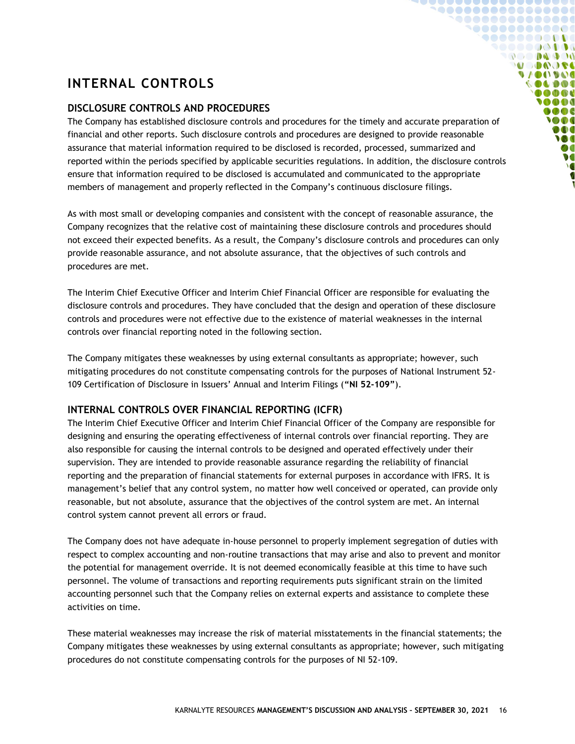# INTERNAL CONTROLS

## DISCLOSURE CONTROLS AND PROCEDURES

The Company has established disclosure controls and procedures for the timely and accurate preparation of financial and other reports. Such disclosure controls and procedures are designed to provide reasonable assurance that material information required to be disclosed is recorded, processed, summarized and reported within the periods specified by applicable securities regulations. In addition, the disclosure controls ensure that information required to be disclosed is accumulated and communicated to the appropriate members of management and properly reflected in the Company's continuous disclosure filings.

As with most small or developing companies and consistent with the concept of reasonable assurance, the Company recognizes that the relative cost of maintaining these disclosure controls and procedures should not exceed their expected benefits. As a result, the Company's disclosure controls and procedures can only provide reasonable assurance, and not absolute assurance, that the objectives of such controls and procedures are met.

The Interim Chief Executive Officer and Interim Chief Financial Officer are responsible for evaluating the disclosure controls and procedures. They have concluded that the design and operation of these disclosure controls and procedures were not effective due to the existence of material weaknesses in the internal controls over financial reporting noted in the following section.

The Company mitigates these weaknesses by using external consultants as appropriate; however, such mitigating procedures do not constitute compensating controls for the purposes of National Instrument 52-109 Certification of Disclosure in Issuers' Annual and Interim Filings (**"NI 52-109"**).

## INTERNAL CONTROLS OVER FINANCIAL REPORTING (ICFR)

The Interim Chief Executive Officer and Interim Chief Financial Officer of the Company are responsible for designing and ensuring the operating effectiveness of internal controls over financial reporting. They are also responsible for causing the internal controls to be designed and operated effectively under their supervision. They are intended to provide reasonable assurance regarding the reliability of financial reporting and the preparation of financial statements for external purposes in accordance with IFRS. It is management's belief that any control system, no matter how well conceived or operated, can provide only reasonable, but not absolute, assurance that the objectives of the control system are met. An internal control system cannot prevent all errors or fraud.

The Company does not have adequate in-house personnel to properly implement segregation of duties with respect to complex accounting and non-routine transactions that may arise and also to prevent and monitor the potential for management override. It is not deemed economically feasible at this time to have such personnel. The volume of transactions and reporting requirements puts significant strain on the limited accounting personnel such that the Company relies on external experts and assistance to complete these activities on time.

These material weaknesses may increase the risk of material misstatements in the financial statements; the Company mitigates these weaknesses by using external consultants as appropriate; however, such mitigating procedures do not constitute compensating controls for the purposes of NI 52-109.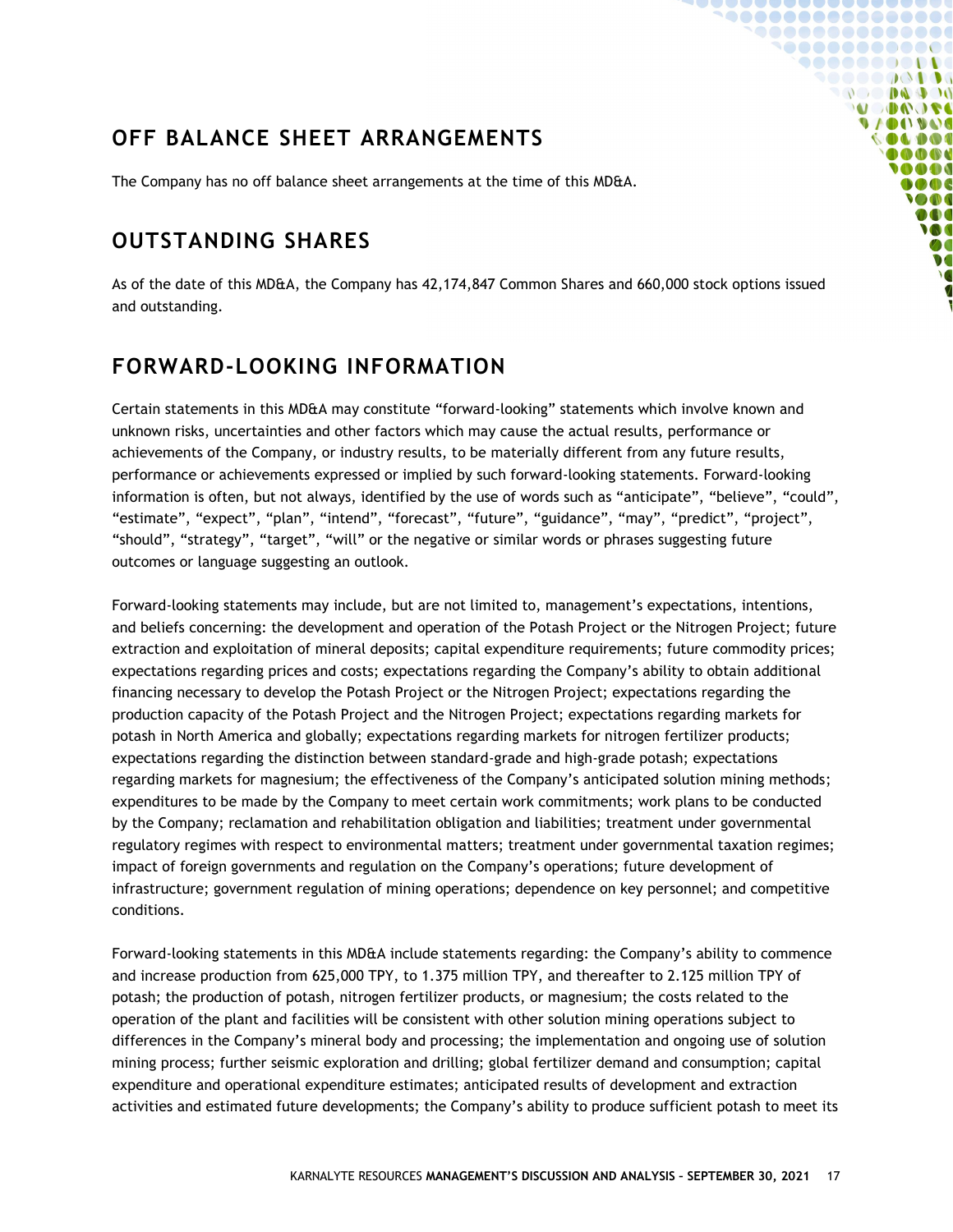## OFF BALANCE SHEET ARRANGEMENTS

The Company has no off balance sheet arrangements at the time of this MD&A.

## OUTSTANDING SHARES

As of the date of this MD&A, the Company has 42,174,847 Common Shares and 660,000 stock options issued and outstanding.

## FORWARD-LOOKING INFORMATION

Certain statements in this MD&A may constitute "forward-looking" statements which involve known and unknown risks, uncertainties and other factors which may cause the actual results, performance or achievements of the Company, or industry results, to be materially different from any future results, performance or achievements expressed or implied by such forward-looking statements. Forward-looking information is often, but not always, identified by the use of words such as "anticipate", "believe", "could", "estimate", "expect", "plan", "intend", "forecast", "future", "guidance", "may", "predict", "project", "should", "strategy", "target", "will" or the negative or similar words or phrases suggesting future outcomes or language suggesting an outlook.

Forward-looking statements may include, but are not limited to, management's expectations, intentions, and beliefs concerning: the development and operation of the Potash Project or the Nitrogen Project; future extraction and exploitation of mineral deposits; capital expenditure requirements; future commodity prices; expectations regarding prices and costs; expectations regarding the Company's ability to obtain additional financing necessary to develop the Potash Project or the Nitrogen Project; expectations regarding the production capacity of the Potash Project and the Nitrogen Project; expectations regarding markets for potash in North America and globally; expectations regarding markets for nitrogen fertilizer products; expectations regarding the distinction between standard-grade and high-grade potash; expectations regarding markets for magnesium; the effectiveness of the Company's anticipated solution mining methods; expenditures to be made by the Company to meet certain work commitments; work plans to be conducted by the Company; reclamation and rehabilitation obligation and liabilities; treatment under governmental regulatory regimes with respect to environmental matters; treatment under governmental taxation regimes; impact of foreign governments and regulation on the Company's operations; future development of infrastructure; government regulation of mining operations; dependence on key personnel; and competitive conditions.

Forward-looking statements in this MD&A include statements regarding: the Company's ability to commence and increase production from 625,000 TPY, to 1.375 million TPY, and thereafter to 2.125 million TPY of potash; the production of potash, nitrogen fertilizer products, or magnesium; the costs related to the operation of the plant and facilities will be consistent with other solution mining operations subject to differences in the Company's mineral body and processing; the implementation and ongoing use of solution mining process; further seismic exploration and drilling; global fertilizer demand and consumption; capital expenditure and operational expenditure estimates; anticipated results of development and extraction activities and estimated future developments; the Company's ability to produce sufficient potash to meet its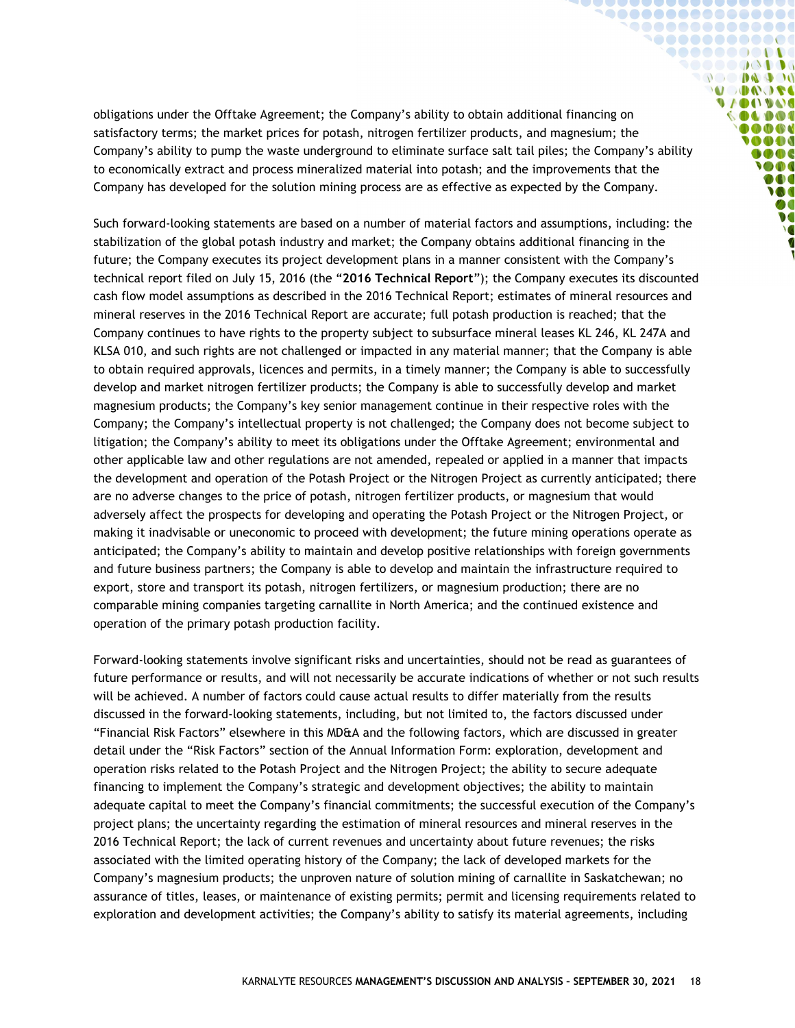obligations under the Offtake Agreement; the Company's ability to obtain additional financing on satisfactory terms; the market prices for potash, nitrogen fertilizer products, and magnesium; the Company's ability to pump the waste underground to eliminate surface salt tail piles; the Company's ability to economically extract and process mineralized material into potash; and the improvements that the Company has developed for the solution mining process are as effective as expected by the Company.

Such forward-looking statements are based on a number of material factors and assumptions, including: the stabilization of the global potash industry and market; the Company obtains additional financing in the future; the Company executes its project development plans in a manner consistent with the Company's technical report filed on July 15, 2016 (the "**2016 Technical Report**"); the Company executes its discounted cash flow model assumptions as described in the 2016 Technical Report; estimates of mineral resources and mineral reserves in the 2016 Technical Report are accurate; full potash production is reached; that the Company continues to have rights to the property subject to subsurface mineral leases KL 246, KL 247A and KLSA 010, and such rights are not challenged or impacted in any material manner; that the Company is able to obtain required approvals, licences and permits, in a timely manner; the Company is able to successfully develop and market nitrogen fertilizer products; the Company is able to successfully develop and market magnesium products; the Company's key senior management continue in their respective roles with the Company; the Company's intellectual property is not challenged; the Company does not become subject to litigation; the Company's ability to meet its obligations under the Offtake Agreement; environmental and other applicable law and other regulations are not amended, repealed or applied in a manner that impacts the development and operation of the Potash Project or the Nitrogen Project as currently anticipated; there are no adverse changes to the price of potash, nitrogen fertilizer products, or magnesium that would adversely affect the prospects for developing and operating the Potash Project or the Nitrogen Project, or making it inadvisable or uneconomic to proceed with development; the future mining operations operate as anticipated; the Company's ability to maintain and develop positive relationships with foreign governments and future business partners; the Company is able to develop and maintain the infrastructure required to export, store and transport its potash, nitrogen fertilizers, or magnesium production; there are no comparable mining companies targeting carnallite in North America; and the continued existence and operation of the primary potash production facility.

Forward-looking statements involve significant risks and uncertainties, should not be read as guarantees of future performance or results, and will not necessarily be accurate indications of whether or not such results will be achieved. A number of factors could cause actual results to differ materially from the results discussed in the forward-looking statements, including, but not limited to, the factors discussed under "Financial Risk Factors" elsewhere in this MD&A and the following factors, which are discussed in greater detail under the "Risk Factors" section of the Annual Information Form: exploration, development and operation risks related to the Potash Project and the Nitrogen Project; the ability to secure adequate financing to implement the Company's strategic and development objectives; the ability to maintain adequate capital to meet the Company's financial commitments; the successful execution of the Company's project plans; the uncertainty regarding the estimation of mineral resources and mineral reserves in the 2016 Technical Report; the lack of current revenues and uncertainty about future revenues; the risks associated with the limited operating history of the Company; the lack of developed markets for the Company's magnesium products; the unproven nature of solution mining of carnallite in Saskatchewan; no assurance of titles, leases, or maintenance of existing permits; permit and licensing requirements related to exploration and development activities; the Company's ability to satisfy its material agreements, including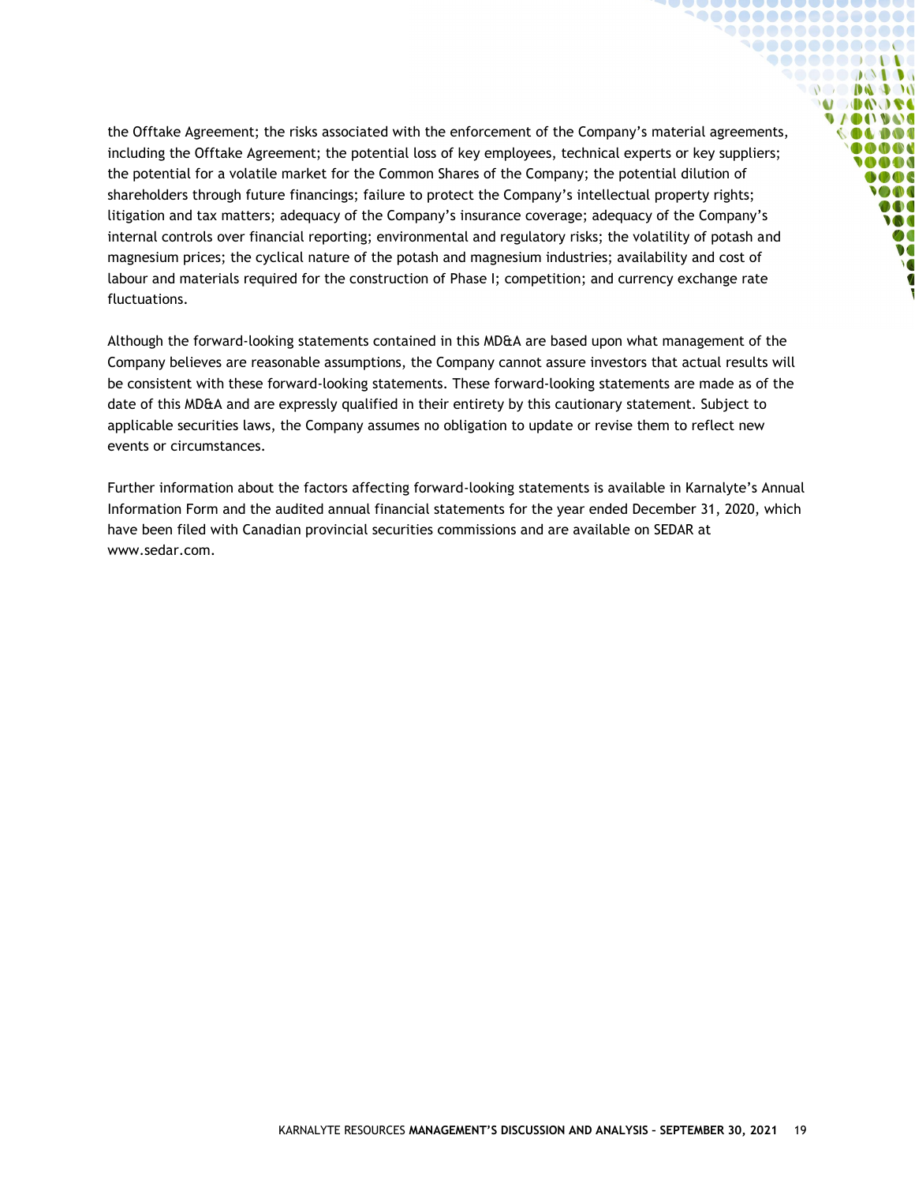the Offtake Agreement; the risks associated with the enforcement of the Company's material agreements, including the Offtake Agreement; the potential loss of key employees, technical experts or key suppliers; the potential for a volatile market for the Common Shares of the Company; the potential dilution of shareholders through future financings; failure to protect the Company's intellectual property rights; litigation and tax matters; adequacy of the Company's insurance coverage; adequacy of the Company's internal controls over financial reporting; environmental and regulatory risks; the volatility of potash and magnesium prices; the cyclical nature of the potash and magnesium industries; availability and cost of labour and materials required for the construction of Phase I; competition; and currency exchange rate fluctuations.

Although the forward-looking statements contained in this MD&A are based upon what management of the Company believes are reasonable assumptions, the Company cannot assure investors that actual results will be consistent with these forward-looking statements. These forward-looking statements are made as of the date of this MD&A and are expressly qualified in their entirety by this cautionary statement. Subject to applicable securities laws, the Company assumes no obligation to update or revise them to reflect new events or circumstances.

Further information about the factors affecting forward-looking statements is available in Karnalyte's Annual Information Form and the audited annual financial statements for the year ended December 31, 2020, which have been filed with Canadian provincial securities commissions and are available on SEDAR at www.sedar.com.